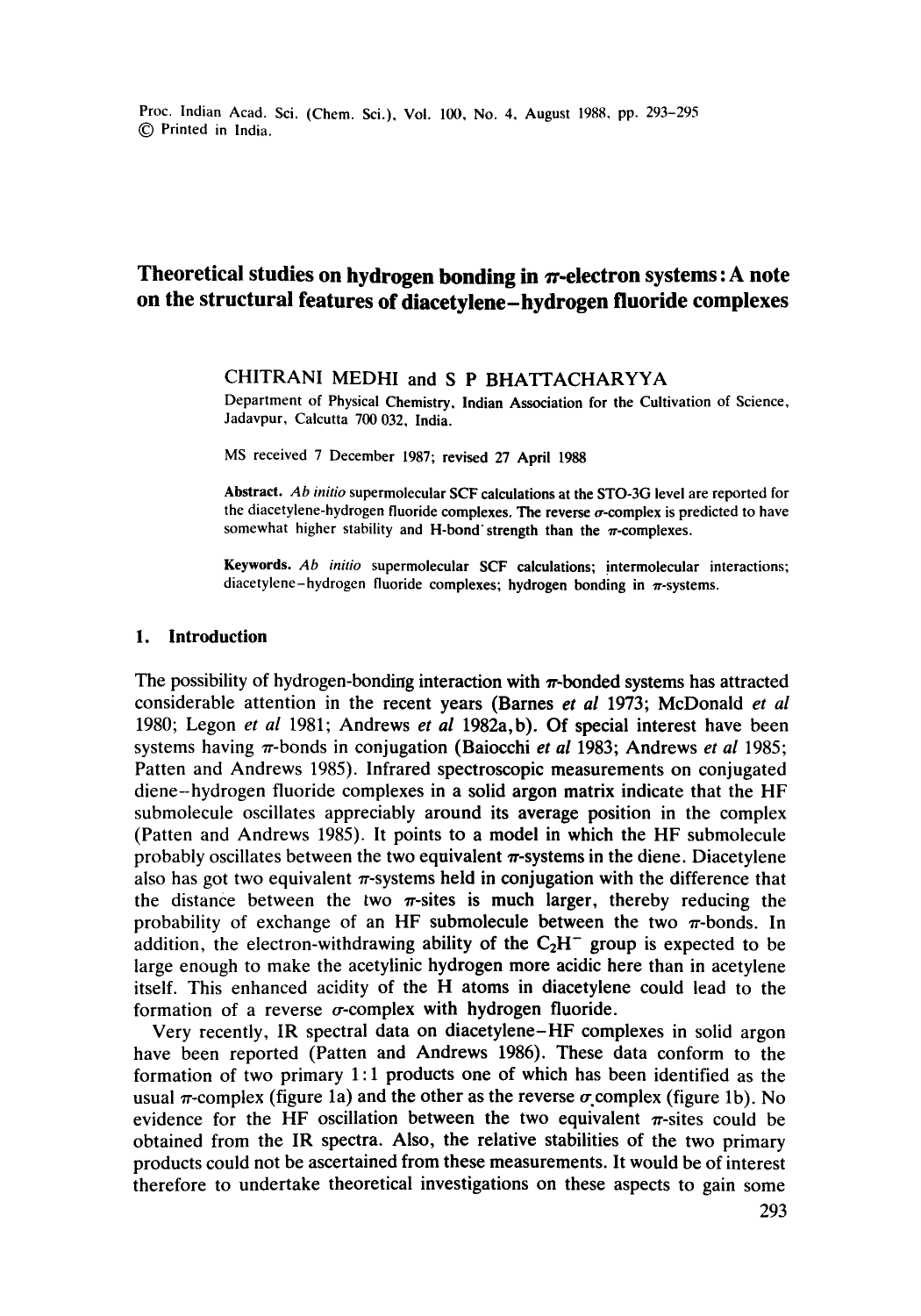# Theoretical studies on hydrogen bonding in $\pi$-electron systems: A note on the structural features of diacetylene–hydrogen fluoride complexes

CHITRANI MEDHI and S P BHATTACHARYYA

Department of Physical Chemistry, Indian Association for the Cultivation of Science, Jadavpur, Calcutta 700 032, India.

MS received 7 December 1987; revised 27 April 1988

**Abstract.** *Ab initio* supermolecular SCF calculations at the STO-3G level are reported for the diacetylene-hydrogen fluoride complexes. The reverse $\sigma$-complex is predicted to have somewhat higher stability and H-bond strength than the $\pi$-complexes.

**Keywords.** *Ab initio* supermolecular SCF calculations; intermolecular interactions; diacetylene–hydrogen fluoride complexes; hydrogen bonding in $\pi$-systems.

## 1. Introduction

The possibility of hydrogen-bonding interaction with $\pi$-bonded systems has attracted considerable attention in the recent years (Barnes *et al* 1973; McDonald *et al* 1980; Legon *et al* 1981; Andrews *et al* 1982a,b). Of special interest have been systems having $\pi$-bonds in conjugation (Baiocchi *et al* 1983; Andrews *et al* 1985; Patten and Andrews 1985). Infrared spectroscopic measurements on conjugated diene–hydrogen fluoride complexes in a solid argon matrix indicate that the HF submolecule oscillates appreciably around its average position in the complex (Patten and Andrews 1985). It points to a model in which the HF submolecule probably oscillates between the two equivalent $\pi$-systems in the diene. Diacetylene also has got two equivalent $\pi$-systems held in conjugation with the difference that the distance between the two $\pi$-sites is much larger, thereby reducing the probability of exchange of an HF submolecule between the two $\pi$-bonds. In addition, the electron-withdrawing ability of the $C_2H^-$ group is expected to be large enough to make the acetylinic hydrogen more acidic here than in acetylene itself. This enhanced acidity of the H atoms in diacetylene could lead to the formation of a reverse $\sigma$-complex with hydrogen fluoride.

Very recently, IR spectral data on diacetylene–HF complexes in solid argon have been reported (Patten and Andrews 1986). These data conform to the formation of two primary 1:1 products one of which has been identified as the usual $\pi$-complex (figure 1a) and the other as the reverse $\sigma$ complex (figure 1b). No evidence for the HF oscillation between the two equivalent $\pi$-sites could be obtained from the IR spectra. Also, the relative stabilities of the two primary products could not be ascertained from these measurements. It would be of interest therefore to undertake theoretical investigations on these aspects to gain some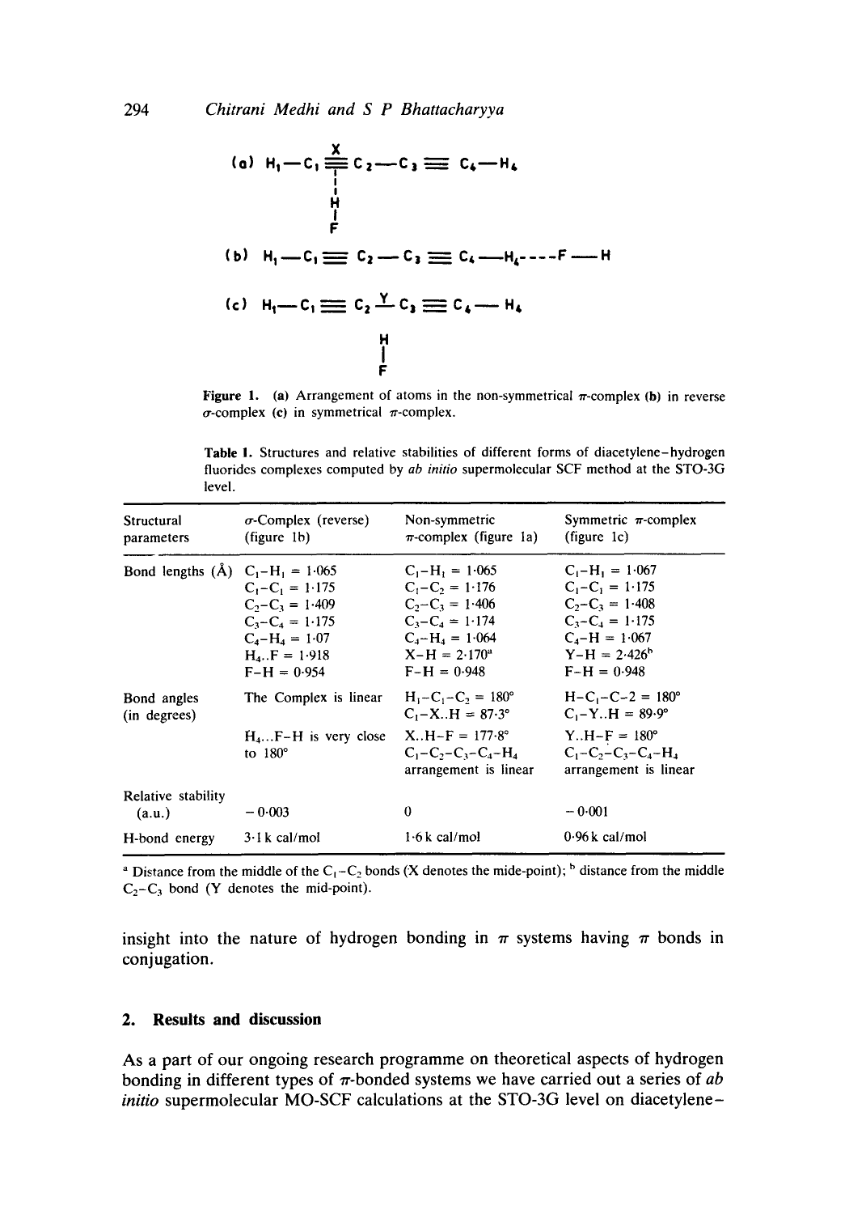(a) $H_1-C_1\equiv C_2-C_3\equiv C_4-H_4$ with H–F below X (midpoint of $C_1\equiv C_2$)

(b) $H_1-C_1\equiv C_2-C_3\equiv C_4-H_4\text{----}F-H$

(c) $H_1-C_1\equiv C_2\overset{Y}{-}C_3\equiv C_4-H_4$ with H–F below Y

**Figure 1.** (a) Arrangement of atoms in the non-symmetrical $\pi$-complex (b) in reverse $\sigma$-complex (c) in symmetrical $\pi$-complex.

**Table 1.** Structures and relative stabilities of different forms of diacetylene–hydrogen fluorides complexes computed by *ab initio* supermolecular SCF method at the STO-3G level.

| Structural parameters | $\sigma$-Complex (reverse) (figure 1b) | Non-symmetric $\pi$-complex (figure 1a) | Symmetric $\pi$-complex (figure 1c) |
|---|---|---|---|
| Bond lengths (Å) | $C_1$–$H_1$ = 1·065 | $C_1$–$H_1$ = 1·065 | $C_1$–$H_1$ = 1·067 |
| | $C_1$–$C_1$ = 1·175 | $C_1$–$C_2$ = 1·176 | $C_1$–$C_1$ = 1·175 |
| | $C_2$–$C_3$ = 1·409 | $C_2$–$C_3$ = 1·406 | $C_2$–$C_3$ = 1·408 |
| | $C_3$–$C_4$ = 1·175 | $C_3$–$C_4$ = 1·174 | $C_3$–$C_4$ = 1·175 |
| | $C_4$–$H_4$ = 1·07 | $C_4$–$H_4$ = 1·064 | $C_4$–H = 1·067 |
| | $H_4$..F = 1·918 | X–H = 2·170[a] | Y–H = 2·426[b] |
| | F–H = 0·954 | F–H = 0·948 | F–H = 0·948 |
| Bond angles (in degrees) | The Complex is linear | $H_1$–$C_1$–$C_2$ = 180° | H–$C_1$–C–2 = 180° |
| | | $C_1$–X..H = 87·3° | $C_1$–Y..H = 89·9° |
| | $H_4$...F–H is very close to 180° | X..H–F = 177·8° | Y..H–F = 180° |
| | | $C_1$-$C_2$-$C_3$-$C_4$-$H_4$ arrangement is linear | $C_1$-$C_2$-$C_3$-$C_4$-$H_4$ arrangement is linear |
| Relative stability (a.u.) | −0·003 | 0 | −0·001 |
| H-bond energy | 3·1 k cal/mol | 1·6 k cal/mol | 0·96 k cal/mol |

[a] Distance from the middle of the $C_1$–$C_2$ bonds (X denotes the mide-point); [b] distance from the middle $C_2$–$C_3$ bond (Y denotes the mid-point).

insight into the nature of hydrogen bonding in $\pi$ systems having $\pi$ bonds in conjugation.

## 2. Results and discussion

As a part of our ongoing research programme on theoretical aspects of hydrogen bonding in different types of $\pi$-bonded systems we have carried out a series of *ab initio* supermolecular MO-SCF calculations at the STO-3G level on diacetylene–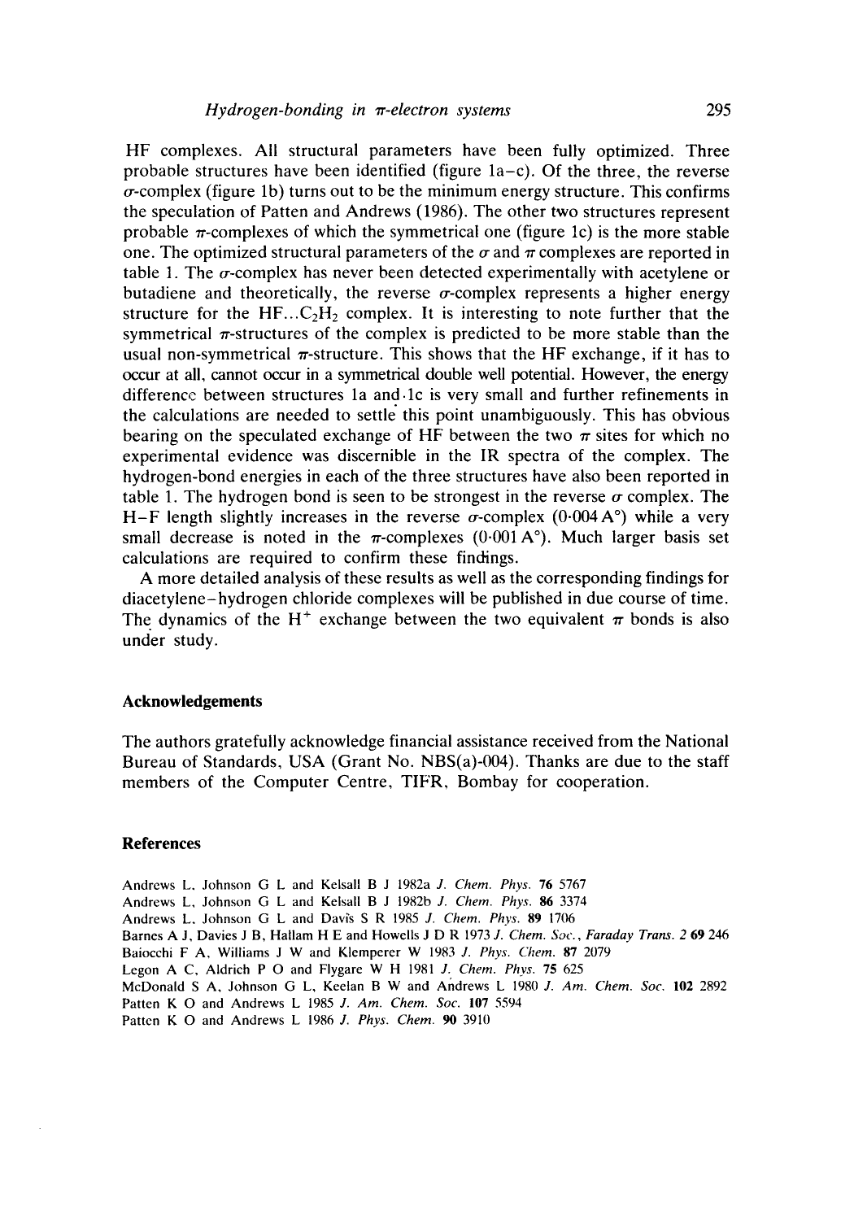HF complexes. All structural parameters have been fully optimized. Three probable structures have been identified (figure 1a–c). Of the three, the reverse $\sigma$-complex (figure 1b) turns out to be the minimum energy structure. This confirms the speculation of Patten and Andrews (1986). The other two structures represent probable $\pi$-complexes of which the symmetrical one (figure 1c) is the more stable one. The optimized structural parameters of the $\sigma$ and $\pi$ complexes are reported in table 1. The $\sigma$-complex has never been detected experimentally with acetylene or butadiene and theoretically, the reverse $\sigma$-complex represents a higher energy structure for the $HF...C_2H_2$ complex. It is interesting to note further that the symmetrical $\pi$-structures of the complex is predicted to be more stable than the usual non-symmetrical $\pi$-structure. This shows that the HF exchange, if it has to occur at all, cannot occur in a symmetrical double well potential. However, the energy difference between structures 1a and 1c is very small and further refinements in the calculations are needed to settle this point unambiguously. This has obvious bearing on the speculated exchange of HF between the two $\pi$ sites for which no experimental evidence was discernible in the IR spectra of the complex. The hydrogen-bond energies in each of the three structures have also been reported in table 1. The hydrogen bond is seen to be strongest in the reverse $\sigma$ complex. The H–F length slightly increases in the reverse $\sigma$-complex (0·004 A°) while a very small decrease is noted in the $\pi$-complexes (0·001 A°). Much larger basis set calculations are required to confirm these findings.

A more detailed analysis of these results as well as the corresponding findings for diacetylene–hydrogen chloride complexes will be published in due course of time. The dynamics of the $H^+$ exchange between the two equivalent $\pi$ bonds is also under study.

## Acknowledgements

The authors gratefully acknowledge financial assistance received from the National Bureau of Standards, USA (Grant No. NBS(a)-004). Thanks are due to the staff members of the Computer Centre, TIFR, Bombay for cooperation.

## References

Andrews L, Johnson G L and Kelsall B J 1982a *J. Chem. Phys.* **76** 5767

Andrews L, Johnson G L and Kelsall B J 1982b *J. Chem. Phys.* **86** 3374

Andrews L, Johnson G L and Davis S R 1985 *J. Chem. Phys.* **89** 1706

Barnes A J, Davies J B, Hallam H E and Howells J D R 1973 *J. Chem. Soc., Faraday Trans. 2* **69** 246

Baiocchi F A, Williams J W and Klemperer W 1983 *J. Phys. Chem.* **87** 2079

Legon A C, Aldrich P O and Flygare W H 1981 *J. Chem. Phys.* **75** 625

McDonald S A, Johnson G L, Keelan B W and Andrews L 1980 *J. Am. Chem. Soc.* **102** 2892

Patten K O and Andrews L 1985 *J. Am. Chem. Soc.* **107** 5594

Patten K O and Andrews L 1986 *J. Phys. Chem.* **90** 3910